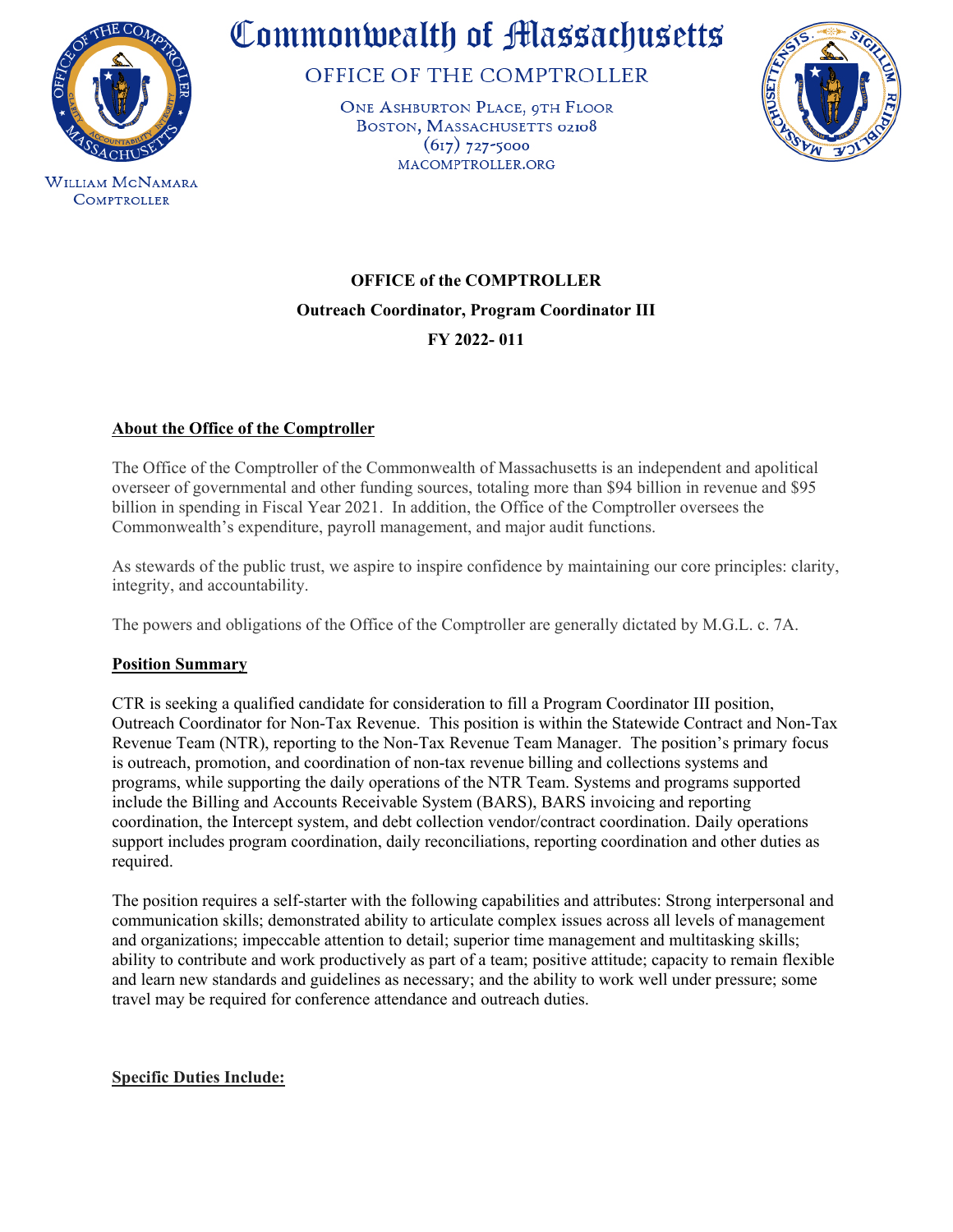# Commonwealth of Massachusetts

## OFFICE OF THE COMPTROLLER

ONE ASHBURTON PLACE, 9TH FLOOR
BOSTON, MASSACHUSETTS 02108
(617) 727-5000
MACOMPTROLLER.ORG

WILLIAM MCNAMARA
COMPTROLLER

**OFFICE of the COMPTROLLER**

**Outreach Coordinator, Program Coordinator III**

**FY 2022- 011**

### About the Office of the Comptroller

The Office of the Comptroller of the Commonwealth of Massachusetts is an independent and apolitical overseer of governmental and other funding sources, totaling more than $94 billion in revenue and $95 billion in spending in Fiscal Year 2021. In addition, the Office of the Comptroller oversees the Commonwealth's expenditure, payroll management, and major audit functions.

As stewards of the public trust, we aspire to inspire confidence by maintaining our core principles: clarity, integrity, and accountability.

The powers and obligations of the Office of the Comptroller are generally dictated by M.G.L. c. 7A.

### Position Summary

CTR is seeking a qualified candidate for consideration to fill a Program Coordinator III position, Outreach Coordinator for Non-Tax Revenue. This position is within the Statewide Contract and Non-Tax Revenue Team (NTR), reporting to the Non-Tax Revenue Team Manager. The position's primary focus is outreach, promotion, and coordination of non-tax revenue billing and collections systems and programs, while supporting the daily operations of the NTR Team. Systems and programs supported include the Billing and Accounts Receivable System (BARS), BARS invoicing and reporting coordination, the Intercept system, and debt collection vendor/contract coordination. Daily operations support includes program coordination, daily reconciliations, reporting coordination and other duties as required.

The position requires a self-starter with the following capabilities and attributes: Strong interpersonal and communication skills; demonstrated ability to articulate complex issues across all levels of management and organizations; impeccable attention to detail; superior time management and multitasking skills; ability to contribute and work productively as part of a team; positive attitude; capacity to remain flexible and learn new standards and guidelines as necessary; and the ability to work well under pressure; some travel may be required for conference attendance and outreach duties.

### Specific Duties Include: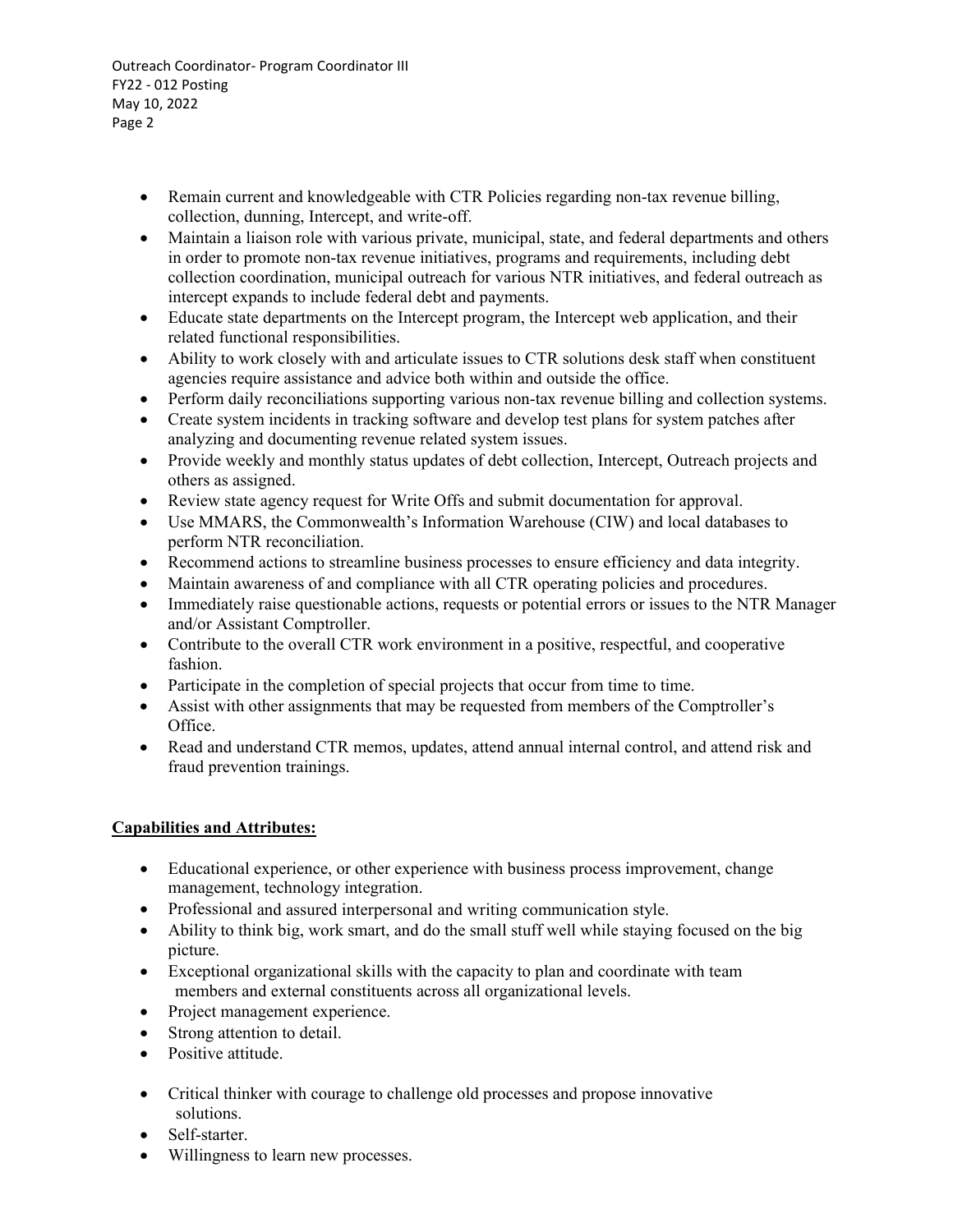- Remain current and knowledgeable with CTR Policies regarding non-tax revenue billing, collection, dunning, Intercept, and write-off.
- Maintain a liaison role with various private, municipal, state, and federal departments and others in order to promote non-tax revenue initiatives, programs and requirements, including debt collection coordination, municipal outreach for various NTR initiatives, and federal outreach as intercept expands to include federal debt and payments.
- Educate state departments on the Intercept program, the Intercept web application, and their related functional responsibilities.
- Ability to work closely with and articulate issues to CTR solutions desk staff when constituent agencies require assistance and advice both within and outside the office.
- Perform daily reconciliations supporting various non-tax revenue billing and collection systems.
- Create system incidents in tracking software and develop test plans for system patches after analyzing and documenting revenue related system issues.
- Provide weekly and monthly status updates of debt collection, Intercept, Outreach projects and others as assigned.
- Review state agency request for Write Offs and submit documentation for approval.
- Use MMARS, the Commonwealth's Information Warehouse (CIW) and local databases to perform NTR reconciliation.
- Recommend actions to streamline business processes to ensure efficiency and data integrity.
- Maintain awareness of and compliance with all CTR operating policies and procedures.
- Immediately raise questionable actions, requests or potential errors or issues to the NTR Manager and/or Assistant Comptroller.
- Contribute to the overall CTR work environment in a positive, respectful, and cooperative fashion.
- Participate in the completion of special projects that occur from time to time.
- Assist with other assignments that may be requested from members of the Comptroller's Office.
- Read and understand CTR memos, updates, attend annual internal control, and attend risk and fraud prevention trainings.

**Capabilities and Attributes:**

- Educational experience, or other experience with business process improvement, change management, technology integration.
- Professional and assured interpersonal and writing communication style.
- Ability to think big, work smart, and do the small stuff well while staying focused on the big picture.
- Exceptional organizational skills with the capacity to plan and coordinate with team members and external constituents across all organizational levels.
- Project management experience.
- Strong attention to detail.
- Positive attitude.
- Critical thinker with courage to challenge old processes and propose innovative solutions.
- Self-starter.
- Willingness to learn new processes.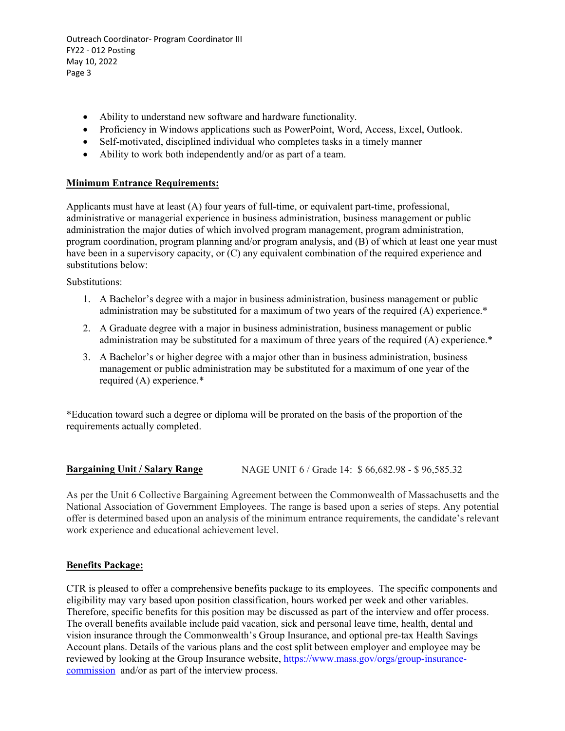- Ability to understand new software and hardware functionality.
- Proficiency in Windows applications such as PowerPoint, Word, Access, Excel, Outlook.
- Self-motivated, disciplined individual who completes tasks in a timely manner
- Ability to work both independently and/or as part of a team.

**Minimum Entrance Requirements:**

Applicants must have at least (A) four years of full-time, or equivalent part-time, professional, administrative or managerial experience in business administration, business management or public administration the major duties of which involved program management, program administration, program coordination, program planning and/or program analysis, and (B) of which at least one year must have been in a supervisory capacity, or (C) any equivalent combination of the required experience and substitutions below:

Substitutions:

1. A Bachelor's degree with a major in business administration, business management or public administration may be substituted for a maximum of two years of the required (A) experience.*
2. A Graduate degree with a major in business administration, business management or public administration may be substituted for a maximum of three years of the required (A) experience.*
3. A Bachelor's or higher degree with a major other than in business administration, business management or public administration may be substituted for a maximum of one year of the required (A) experience.*

*Education toward such a degree or diploma will be prorated on the basis of the proportion of the requirements actually completed.

**Bargaining Unit / Salary Range** NAGE UNIT 6 / Grade 14: $ 66,682.98 - $ 96,585.32

As per the Unit 6 Collective Bargaining Agreement between the Commonwealth of Massachusetts and the National Association of Government Employees. The range is based upon a series of steps. Any potential offer is determined based upon an analysis of the minimum entrance requirements, the candidate's relevant work experience and educational achievement level.

**Benefits Package:**

CTR is pleased to offer a comprehensive benefits package to its employees. The specific components and eligibility may vary based upon position classification, hours worked per week and other variables. Therefore, specific benefits for this position may be discussed as part of the interview and offer process. The overall benefits available include paid vacation, sick and personal leave time, health, dental and vision insurance through the Commonwealth's Group Insurance, and optional pre-tax Health Savings Account plans. Details of the various plans and the cost split between employer and employee may be reviewed by looking at the Group Insurance website, [https://www.mass.gov/orgs/group-insurance-commission](https://www.mass.gov/orgs/group-insurance-commission) and/or as part of the interview process.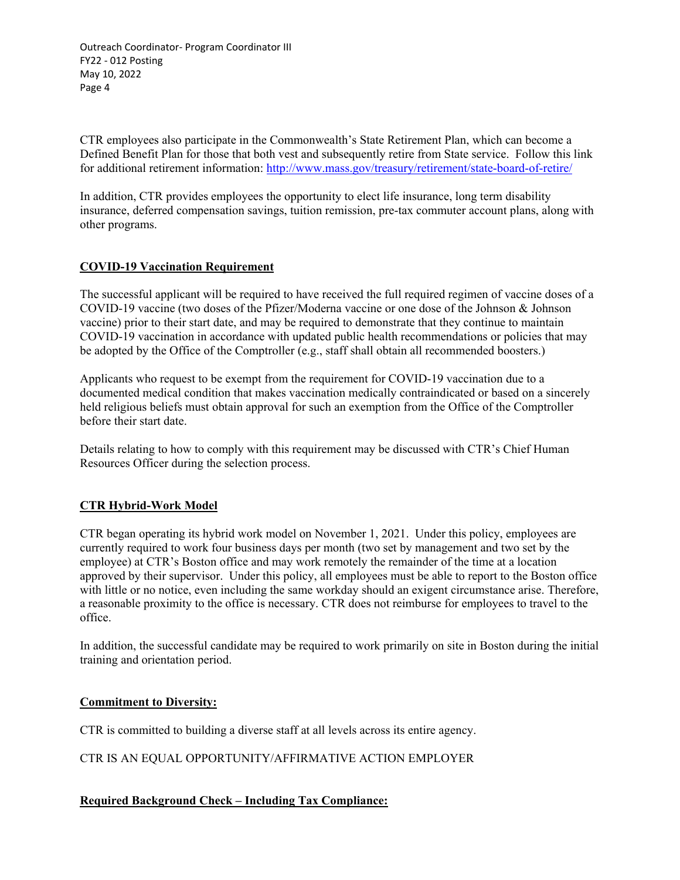CTR employees also participate in the Commonwealth's State Retirement Plan, which can become a Defined Benefit Plan for those that both vest and subsequently retire from State service. Follow this link for additional retirement information: [http://www.mass.gov/treasury/retirement/state-board-of-retire/](http://www.mass.gov/treasury/retirement/state-board-of-retire/)

In addition, CTR provides employees the opportunity to elect life insurance, long term disability insurance, deferred compensation savings, tuition remission, pre-tax commuter account plans, along with other programs.

## COVID-19 Vaccination Requirement

The successful applicant will be required to have received the full required regimen of vaccine doses of a COVID-19 vaccine (two doses of the Pfizer/Moderna vaccine or one dose of the Johnson & Johnson vaccine) prior to their start date, and may be required to demonstrate that they continue to maintain COVID-19 vaccination in accordance with updated public health recommendations or policies that may be adopted by the Office of the Comptroller (e.g., staff shall obtain all recommended boosters.)

Applicants who request to be exempt from the requirement for COVID-19 vaccination due to a documented medical condition that makes vaccination medically contraindicated or based on a sincerely held religious beliefs must obtain approval for such an exemption from the Office of the Comptroller before their start date.

Details relating to how to comply with this requirement may be discussed with CTR's Chief Human Resources Officer during the selection process.

## CTR Hybrid-Work Model

CTR began operating its hybrid work model on November 1, 2021. Under this policy, employees are currently required to work four business days per month (two set by management and two set by the employee) at CTR's Boston office and may work remotely the remainder of the time at a location approved by their supervisor. Under this policy, all employees must be able to report to the Boston office with little or no notice, even including the same workday should an exigent circumstance arise. Therefore, a reasonable proximity to the office is necessary. CTR does not reimburse for employees to travel to the office.

In addition, the successful candidate may be required to work primarily on site in Boston during the initial training and orientation period.

## Commitment to Diversity:

CTR is committed to building a diverse staff at all levels across its entire agency.

CTR IS AN EQUAL OPPORTUNITY/AFFIRMATIVE ACTION EMPLOYER

## Required Background Check – Including Tax Compliance: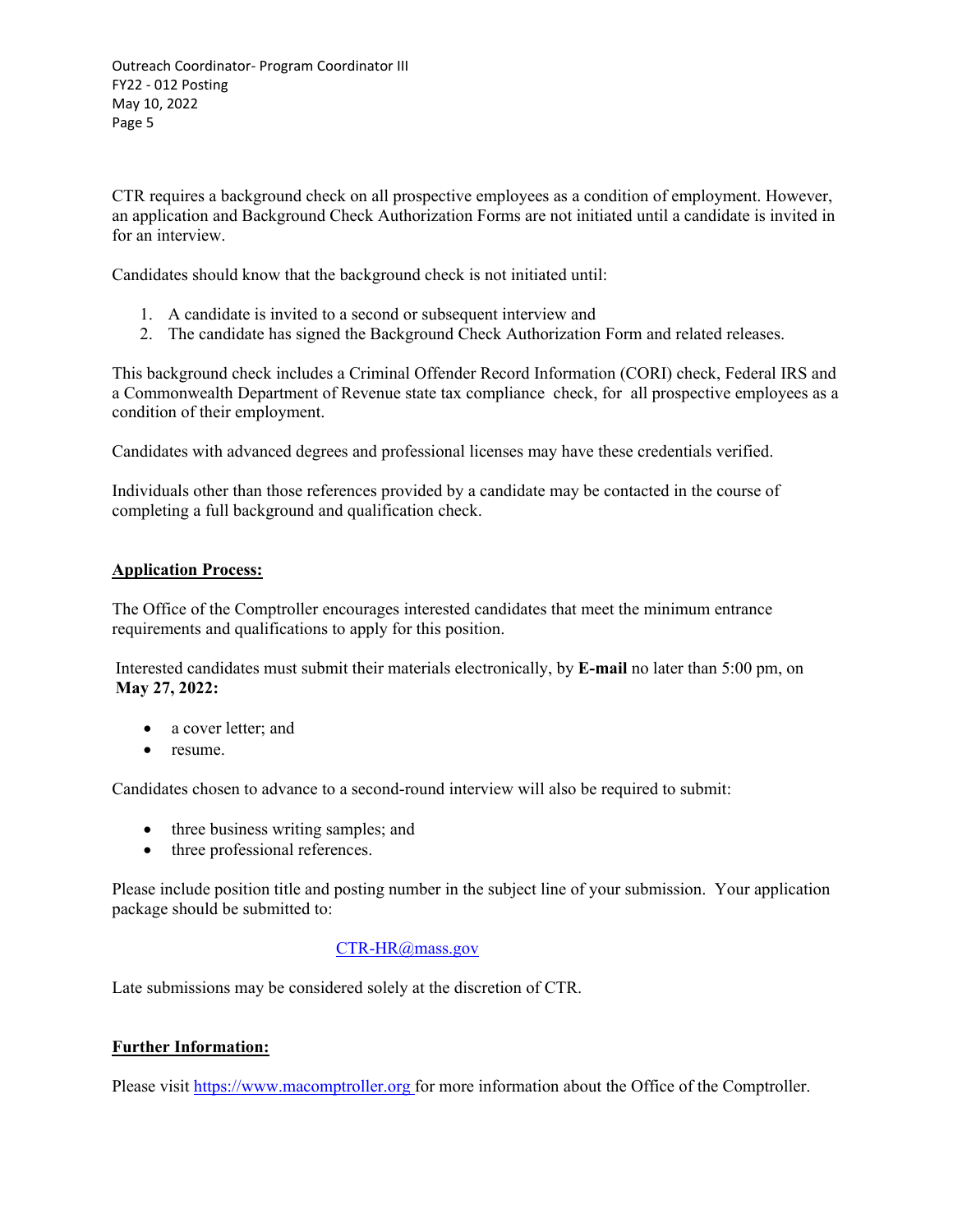CTR requires a background check on all prospective employees as a condition of employment. However, an application and Background Check Authorization Forms are not initiated until a candidate is invited in for an interview.

Candidates should know that the background check is not initiated until:

1. A candidate is invited to a second or subsequent interview and
2. The candidate has signed the Background Check Authorization Form and related releases.

This background check includes a Criminal Offender Record Information (CORI) check, Federal IRS and a Commonwealth Department of Revenue state tax compliance check, for all prospective employees as a condition of their employment.

Candidates with advanced degrees and professional licenses may have these credentials verified.

Individuals other than those references provided by a candidate may be contacted in the course of completing a full background and qualification check.

## Application Process:

The Office of the Comptroller encourages interested candidates that meet the minimum entrance requirements and qualifications to apply for this position.

Interested candidates must submit their materials electronically, by **E-mail** no later than 5:00 pm, on **May 27, 2022:**

- a cover letter; and
- resume.

Candidates chosen to advance to a second-round interview will also be required to submit:

- three business writing samples; and
- three professional references.

Please include position title and posting number in the subject line of your submission. Your application package should be submitted to:

CTR-HR@mass.gov

Late submissions may be considered solely at the discretion of CTR.

## Further Information:

Please visit https://www.macomptroller.org for more information about the Office of the Comptroller.